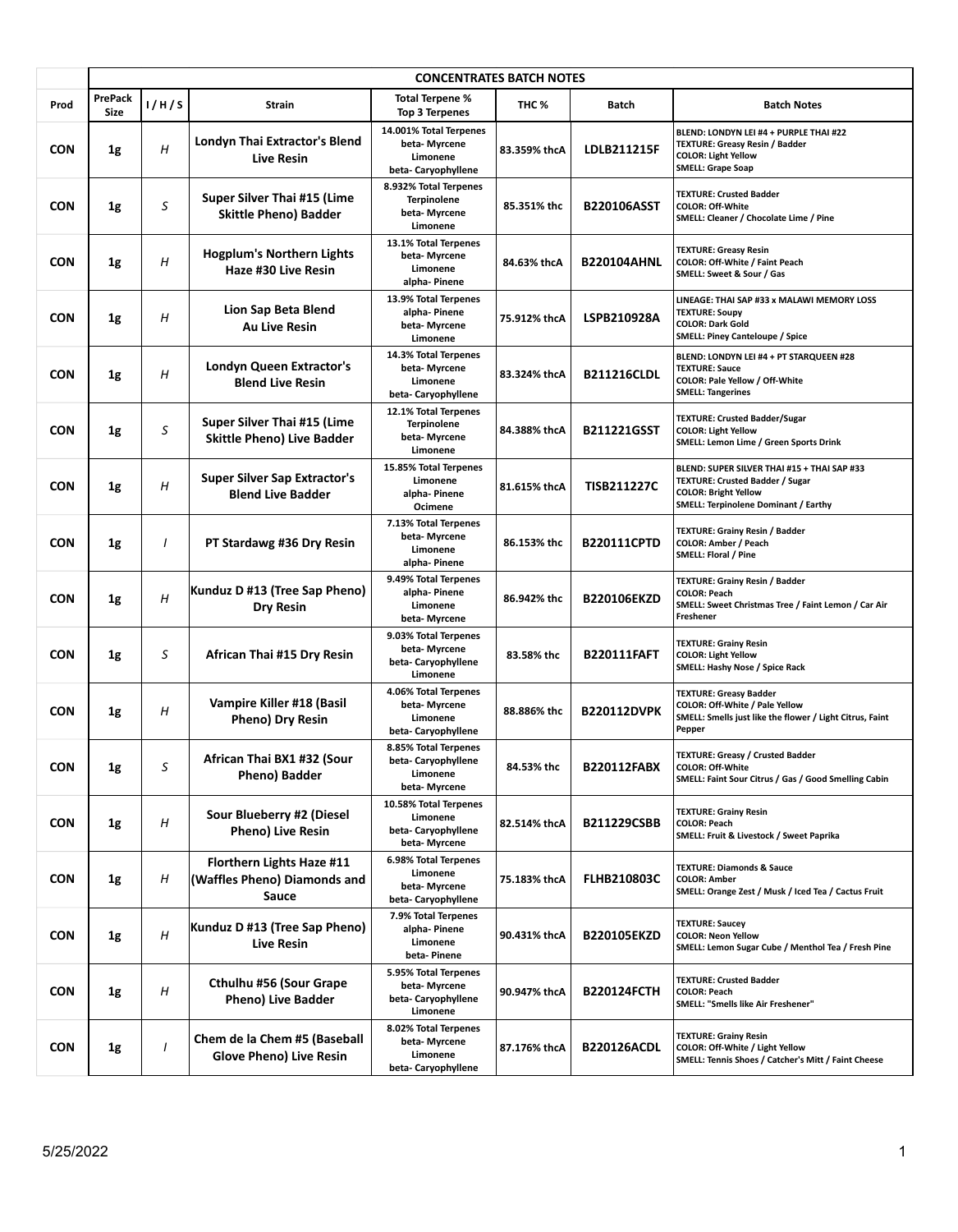| | CONCENTRATES BATCH NOTES | | | | | | |
|---|---|---|---|---|---|---|---|
| **Prod** | **PrePack Size** | **I / H / S** | **Strain** | **Total Terpene % Top 3 Terpenes** | **THC %** | **Batch** | **Batch Notes** |
| **CON** | **1g** | *H* | **Londyn Thai Extractor's Blend Live Resin** | **14.001% Total Terpenes** **beta- Myrcene** **Limonene** **beta- Caryophyllene** | **83.359% thcA** | **LDLB211215F** | **BLEND: LONDYN LEI #4 + PURPLE THAI #22** **TEXTURE: Greasy Resin / Badder** **COLOR: Light Yellow** **SMELL: Grape Soap** |
| **CON** | **1g** | *S* | **Super Silver Thai #15 (Lime Skittle Pheno) Badder** | **8.932% Total Terpenes** **Terpinolene** **beta- Myrcene** **Limonene** | **85.351% thc** | **B220106ASST** | **TEXTURE: Crusted Badder** **COLOR: Off-White** **SMELL: Cleaner / Chocolate Lime / Pine** |
| **CON** | **1g** | *H* | **Hogplum's Northern Lights Haze #30 Live Resin** | **13.1% Total Terpenes** **beta- Myrcene** **Limonene** **alpha- Pinene** | **84.63% thcA** | **B220104AHNL** | **TEXTURE: Greasy Resin** **COLOR: Off-White / Faint Peach** **SMELL: Sweet & Sour / Gas** |
| **CON** | **1g** | *H* | **Lion Sap Beta Blend Au Live Resin** | **13.9% Total Terpenes** **alpha- Pinene** **beta- Myrcene** **Limonene** | **75.912% thcA** | **LSPB210928A** | **LINEAGE: THAI SAP #33 x MALAWI MEMORY LOSS** **TEXTURE: Soupy** **COLOR: Dark Gold** **SMELL: Piney Canteloupe / Spice** |
| **CON** | **1g** | *H* | **Londyn Queen Extractor's Blend Live Resin** | **14.3% Total Terpenes** **beta- Myrcene** **Limonene** **beta- Caryophyllene** | **83.324% thcA** | **B211216CLDL** | **BLEND: LONDYN LEI #4 + PT STARQUEEN #28** **TEXTURE: Sauce** **COLOR: Pale Yellow / Off-White** **SMELL: Tangerines** |
| **CON** | **1g** | *S* | **Super Silver Thai #15 (Lime Skittle Pheno) Live Badder** | **12.1% Total Terpenes** **Terpinolene** **beta- Myrcene** **Limonene** | **84.388% thcA** | **B211221GSST** | **TEXTURE: Crusted Badder/Sugar** **COLOR: Light Yellow** **SMELL: Lemon Lime / Green Sports Drink** |
| **CON** | **1g** | *H* | **Super Silver Sap Extractor's Blend Live Badder** | **15.85% Total Terpenes** **Limonene** **alpha- Pinene** **Ocimene** | **81.615% thcA** | **TISB211227C** | **BLEND: SUPER SILVER THAI #15 + THAI SAP #33** **TEXTURE: Crusted Badder / Sugar** **COLOR: Bright Yellow** **SMELL: Terpinolene Dominant / Earthy** |
| **CON** | **1g** | *I* | **PT Stardawg #36 Dry Resin** | **7.13% Total Terpenes** **beta- Myrcene** **Limonene** **alpha- Pinene** | **86.153% thc** | **B220111CPTD** | **TEXTURE: Grainy Resin / Badder** **COLOR: Amber / Peach** **SMELL: Floral / Pine** |
| **CON** | **1g** | *H* | **Kunduz D #13 (Tree Sap Pheno) Dry Resin** | **9.49% Total Terpenes** **alpha- Pinene** **Limonene** **beta- Myrcene** | **86.942% thc** | **B220106EKZD** | **TEXTURE: Grainy Resin / Badder** **COLOR: Peach** **SMELL: Sweet Christmas Tree / Faint Lemon / Car Air Freshener** |
| **CON** | **1g** | *S* | **African Thai #15 Dry Resin** | **9.03% Total Terpenes** **beta- Myrcene** **beta- Caryophyllene** **Limonene** | **83.58% thc** | **B220111FAFT** | **TEXTURE: Grainy Resin** **COLOR: Light Yellow** **SMELL: Hashy Nose / Spice Rack** |
| **CON** | **1g** | *H* | **Vampire Killer #18 (Basil Pheno) Dry Resin** | **4.06% Total Terpenes** **beta- Myrcene** **Limonene** **beta- Caryophyllene** | **88.886% thc** | **B220112DVPK** | **TEXTURE: Greasy Badder** **COLOR: Off-White / Pale Yellow** **SMELL: Smells just like the flower / Light Citrus, Faint Pepper** |
| **CON** | **1g** | *S* | **African Thai BX1 #32 (Sour Pheno) Badder** | **8.85% Total Terpenes** **beta- Caryophyllene** **Limonene** **beta- Myrcene** | **84.53% thc** | **B220112FABX** | **TEXTURE: Greasy / Crusted Badder** **COLOR: Off-White** **SMELL: Faint Sour Citrus / Gas / Good Smelling Cabin** |
| **CON** | **1g** | *H* | **Sour Blueberry #2 (Diesel Pheno) Live Resin** | **10.58% Total Terpenes** **Limonene** **beta- Caryophyllene** **beta- Myrcene** | **82.514% thcA** | **B211229CSBB** | **TEXTURE: Grainy Resin** **COLOR: Peach** **SMELL: Fruit & Livestock / Sweet Paprika** |
| **CON** | **1g** | *H* | **Florthern Lights Haze #11 (Waffles Pheno) Diamonds and Sauce** | **6.98% Total Terpenes** **Limonene** **beta- Myrcene** **beta- Caryophyllene** | **75.183% thcA** | **FLHB210803C** | **TEXTURE: Diamonds & Sauce** **COLOR: Amber** **SMELL: Orange Zest / Musk / Iced Tea / Cactus Fruit** |
| **CON** | **1g** | *H* | **Kunduz D #13 (Tree Sap Pheno) Live Resin** | **7.9% Total Terpenes** **alpha- Pinene** **Limonene** **beta- Pinene** | **90.431% thcA** | **B220105EKZD** | **TEXTURE: Saucey** **COLOR: Neon Yellow** **SMELL: Lemon Sugar Cube / Menthol Tea / Fresh Pine** |
| **CON** | **1g** | *H* | **Cthulhu #56 (Sour Grape Pheno) Live Badder** | **5.95% Total Terpenes** **beta- Myrcene** **beta- Caryophyllene** **Limonene** | **90.947% thcA** | **B220124FCTH** | **TEXTURE: Crusted Badder** **COLOR: Peach** **SMELL: "Smells like Air Freshener"** |
| **CON** | **1g** | *I* | **Chem de la Chem #5 (Baseball Glove Pheno) Live Resin** | **8.02% Total Terpenes** **beta- Myrcene** **Limonene** **beta- Caryophyllene** | **87.176% thcA** | **B220126ACDL** | **TEXTURE: Grainy Resin** **COLOR: Off-White / Light Yellow** **SMELL: Tennis Shoes / Catcher's Mitt / Faint Cheese** |

5/25/2022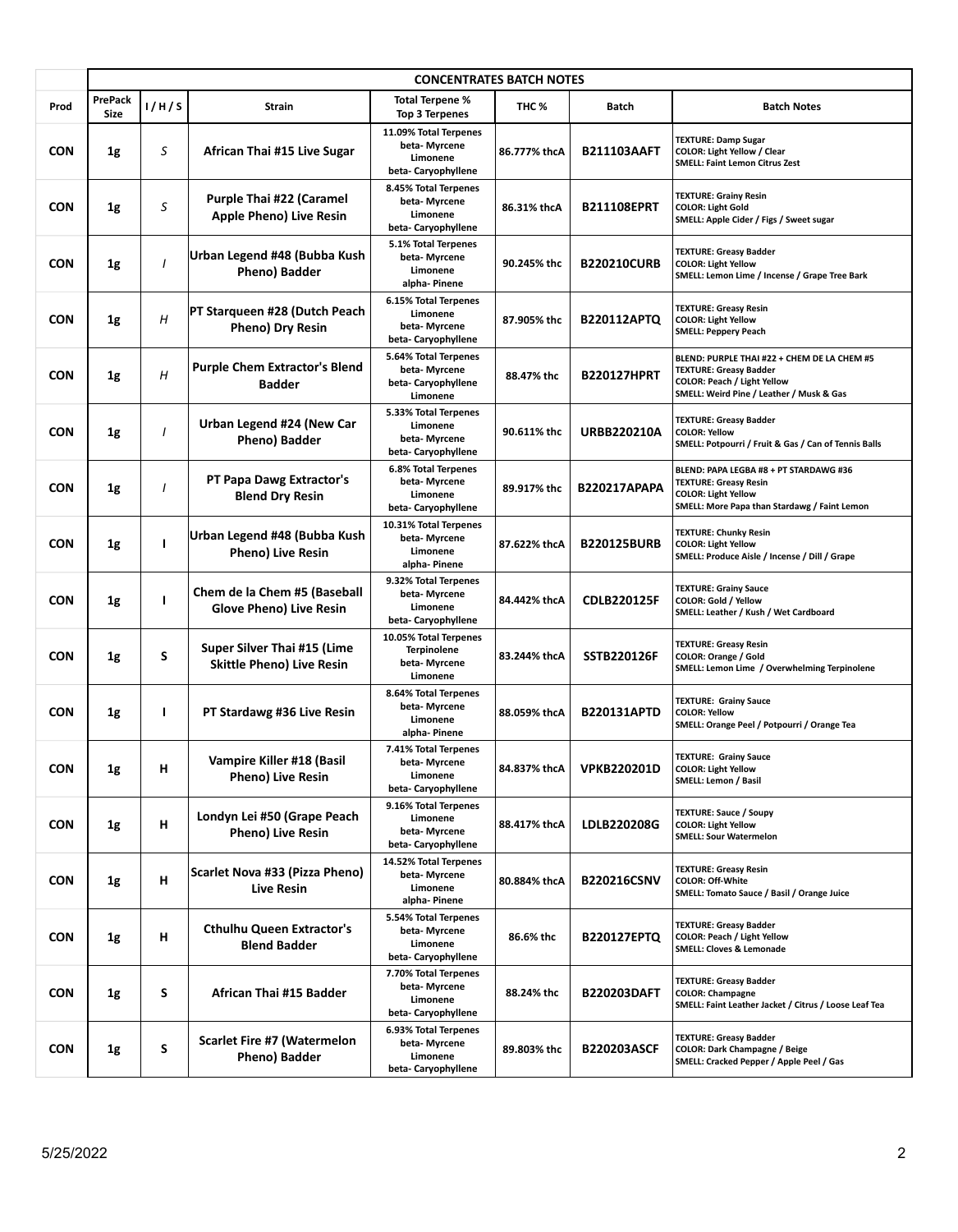| | CONCENTRATES BATCH NOTES | | | | | | |
|---|---|---|---|---|---|---|---|
| **Prod** | **PrePack Size** | **I / H / S** | **Strain** | **Total Terpene % Top 3 Terpenes** | **THC %** | **Batch** | **Batch Notes** |
| **CON** | **1g** | *S* | **African Thai #15 Live Sugar** | **11.09% Total Terpenes**<br>**beta- Myrcene**<br>**Limonene**<br>**beta- Caryophyllene** | **86.777% thcA** | **B211103AAFT** | **TEXTURE: Damp Sugar**<br>**COLOR: Light Yellow / Clear**<br>**SMELL: Faint Lemon Citrus Zest** |
| **CON** | **1g** | *S* | **Purple Thai #22 (Caramel Apple Pheno) Live Resin** | **8.45% Total Terpenes**<br>**beta- Myrcene**<br>**Limonene**<br>**beta- Caryophyllene** | **86.31% thcA** | **B211108EPRT** | **TEXTURE: Grainy Resin**<br>**COLOR: Light Gold**<br>**SMELL: Apple Cider / Figs / Sweet sugar** |
| **CON** | **1g** | *I* | **Urban Legend #48 (Bubba Kush Pheno) Badder** | **5.1% Total Terpenes**<br>**beta- Myrcene**<br>**Limonene**<br>**alpha- Pinene** | **90.245% thc** | **B220210CURB** | **TEXTURE: Greasy Badder**<br>**COLOR: Light Yellow**<br>**SMELL: Lemon Lime / Incense / Grape Tree Bark** |
| **CON** | **1g** | *H* | **PT Starqueen #28 (Dutch Peach Pheno) Dry Resin** | **6.15% Total Terpenes**<br>**Limonene**<br>**beta- Myrcene**<br>**beta- Caryophyllene** | **87.905% thc** | **B220112APTQ** | **TEXTURE: Greasy Resin**<br>**COLOR: Light Yellow**<br>**SMELL: Peppery Peach** |
| **CON** | **1g** | *H* | **Purple Chem Extractor's Blend Badder** | **5.64% Total Terpenes**<br>**beta- Myrcene**<br>**beta- Caryophyllene**<br>**Limonene** | **88.47% thc** | **B220127HPRT** | **BLEND: PURPLE THAI #22 + CHEM DE LA CHEM #5**<br>**TEXTURE: Greasy Badder**<br>**COLOR: Peach / Light Yellow**<br>**SMELL: Weird Pine / Leather / Musk & Gas** |
| **CON** | **1g** | *I* | **Urban Legend #24 (New Car Pheno) Badder** | **5.33% Total Terpenes**<br>**Limonene**<br>**beta- Myrcene**<br>**beta- Caryophyllene** | **90.611% thc** | **URBB220210A** | **TEXTURE: Greasy Badder**<br>**COLOR: Yellow**<br>**SMELL: Potpourri / Fruit & Gas / Can of Tennis Balls** |
| **CON** | **1g** | *I* | **PT Papa Dawg Extractor's Blend Dry Resin** | **6.8% Total Terpenes**<br>**beta- Myrcene**<br>**Limonene**<br>**beta- Caryophyllene** | **89.917% thc** | **B220217APAPA** | **BLEND: PAPA LEGBA #8 + PT STARDAWG #36**<br>**TEXTURE: Greasy Resin**<br>**COLOR: Light Yellow**<br>**SMELL: More Papa than Stardawg / Faint Lemon** |
| **CON** | **1g** | **I** | **Urban Legend #48 (Bubba Kush Pheno) Live Resin** | **10.31% Total Terpenes**<br>**beta- Myrcene**<br>**Limonene**<br>**alpha- Pinene** | **87.622% thcA** | **B220125BURB** | **TEXTURE: Chunky Resin**<br>**COLOR: Light Yellow**<br>**SMELL: Produce Aisle / Incense / Dill / Grape** |
| **CON** | **1g** | **I** | **Chem de la Chem #5 (Baseball Glove Pheno) Live Resin** | **9.32% Total Terpenes**<br>**beta- Myrcene**<br>**Limonene**<br>**beta- Caryophyllene** | **84.442% thcA** | **CDLB220125F** | **TEXTURE: Grainy Sauce**<br>**COLOR: Gold / Yellow**<br>**SMELL: Leather / Kush / Wet Cardboard** |
| **CON** | **1g** | **S** | **Super Silver Thai #15 (Lime Skittle Pheno) Live Resin** | **10.05% Total Terpenes**<br>**Terpinolene**<br>**beta- Myrcene**<br>**Limonene** | **83.244% thcA** | **SSTB220126F** | **TEXTURE: Greasy Resin**<br>**COLOR: Orange / Gold**<br>**SMELL: Lemon Lime / Overwhelming Terpinolene** |
| **CON** | **1g** | **I** | **PT Stardawg #36 Live Resin** | **8.64% Total Terpenes**<br>**beta- Myrcene**<br>**Limonene**<br>**alpha- Pinene** | **88.059% thcA** | **B220131APTD** | **TEXTURE: Grainy Sauce**<br>**COLOR: Yellow**<br>**SMELL: Orange Peel / Potpourri / Orange Tea** |
| **CON** | **1g** | **H** | **Vampire Killer #18 (Basil Pheno) Live Resin** | **7.41% Total Terpenes**<br>**beta- Myrcene**<br>**Limonene**<br>**beta- Caryophyllene** | **84.837% thcA** | **VPKB220201D** | **TEXTURE: Grainy Sauce**<br>**COLOR: Light Yellow**<br>**SMELL: Lemon / Basil** |
| **CON** | **1g** | **H** | **Londyn Lei #50 (Grape Peach Pheno) Live Resin** | **9.16% Total Terpenes**<br>**Limonene**<br>**beta- Myrcene**<br>**beta- Caryophyllene** | **88.417% thcA** | **LDLB220208G** | **TEXTURE: Sauce / Soupy**<br>**COLOR: Light Yellow**<br>**SMELL: Sour Watermelon** |
| **CON** | **1g** | **H** | **Scarlet Nova #33 (Pizza Pheno) Live Resin** | **14.52% Total Terpenes**<br>**beta- Myrcene**<br>**Limonene**<br>**alpha- Pinene** | **80.884% thcA** | **B220216CSNV** | **TEXTURE: Greasy Resin**<br>**COLOR: Off-White**<br>**SMELL: Tomato Sauce / Basil / Orange Juice** |
| **CON** | **1g** | **H** | **Cthulhu Queen Extractor's Blend Badder** | **5.54% Total Terpenes**<br>**beta- Myrcene**<br>**Limonene**<br>**beta- Caryophyllene** | **86.6% thc** | **B220127EPTQ** | **TEXTURE: Greasy Badder**<br>**COLOR: Peach / Light Yellow**<br>**SMELL: Cloves & Lemonade** |
| **CON** | **1g** | **S** | **African Thai #15 Badder** | **7.70% Total Terpenes**<br>**beta- Myrcene**<br>**Limonene**<br>**beta- Caryophyllene** | **88.24% thc** | **B220203DAFT** | **TEXTURE: Greasy Badder**<br>**COLOR: Champagne**<br>**SMELL: Faint Leather Jacket / Citrus / Loose Leaf Tea** |
| **CON** | **1g** | **S** | **Scarlet Fire #7 (Watermelon Pheno) Badder** | **6.93% Total Terpenes**<br>**beta- Myrcene**<br>**Limonene**<br>**beta- Caryophyllene** | **89.803% thc** | **B220203ASCF** | **TEXTURE: Greasy Badder**<br>**COLOR: Dark Champagne / Beige**<br>**SMELL: Cracked Pepper / Apple Peel / Gas** |

5/25/2022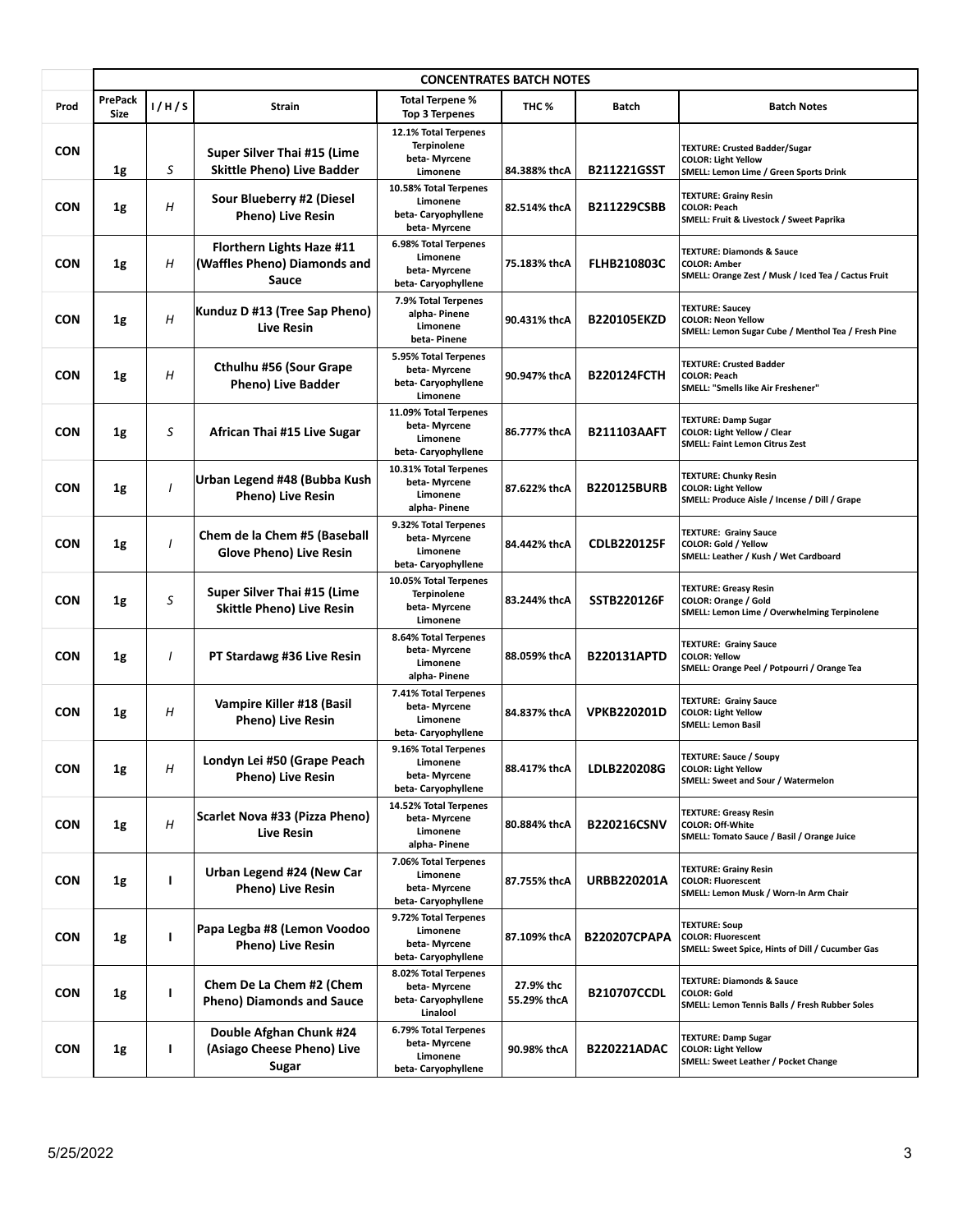| CONCENTRATES BATCH NOTES | | | | | | | |
|---|---|---|---|---|---|---|---|
| **Prod** | **PrePack Size** | **I / H / S** | **Strain** | **Total Terpene % Top 3 Terpenes** | **THC %** | **Batch** | **Batch Notes** |
| **CON** | **1g** | *S* | **Super Silver Thai #15 (Lime Skittle Pheno) Live Badder** | 12.1% Total Terpenes Terpinolene beta- Myrcene Limonene | 84.388% thcA | **B211221GSST** | TEXTURE: Crusted Badder/Sugar COLOR: Light Yellow SMELL: Lemon Lime / Green Sports Drink |
| **CON** | **1g** | *H* | **Sour Blueberry #2 (Diesel Pheno) Live Resin** | 10.58% Total Terpenes Limonene beta- Caryophyllene beta- Myrcene | 82.514% thcA | **B211229CSBB** | TEXTURE: Grainy Resin COLOR: Peach SMELL: Fruit & Livestock / Sweet Paprika |
| **CON** | **1g** | *H* | **Florthern Lights Haze #11 (Waffles Pheno) Diamonds and Sauce** | 6.98% Total Terpenes Limonene beta- Myrcene beta- Caryophyllene | 75.183% thcA | **FLHB210803C** | TEXTURE: Diamonds & Sauce COLOR: Amber SMELL: Orange Zest / Musk / Iced Tea / Cactus Fruit |
| **CON** | **1g** | *H* | **Kunduz D #13 (Tree Sap Pheno) Live Resin** | 7.9% Total Terpenes alpha- Pinene Limonene beta- Pinene | 90.431% thcA | **B220105EKZD** | TEXTURE: Saucey COLOR: Neon Yellow SMELL: Lemon Sugar Cube / Menthol Tea / Fresh Pine |
| **CON** | **1g** | *H* | **Cthulhu #56 (Sour Grape Pheno) Live Badder** | 5.95% Total Terpenes beta- Myrcene beta- Caryophyllene Limonene | 90.947% thcA | **B220124FCTH** | TEXTURE: Crusted Badder COLOR: Peach SMELL: "Smells like Air Freshener" |
| **CON** | **1g** | *S* | **African Thai #15 Live Sugar** | 11.09% Total Terpenes beta- Myrcene Limonene beta- Caryophyllene | 86.777% thcA | **B211103AAFT** | TEXTURE: Damp Sugar COLOR: Light Yellow / Clear SMELL: Faint Lemon Citrus Zest |
| **CON** | **1g** | *I* | **Urban Legend #48 (Bubba Kush Pheno) Live Resin** | 10.31% Total Terpenes beta- Myrcene Limonene alpha- Pinene | 87.622% thcA | **B220125BURB** | TEXTURE: Chunky Resin COLOR: Light Yellow SMELL: Produce Aisle / Incense / Dill / Grape |
| **CON** | **1g** | *I* | **Chem de la Chem #5 (Baseball Glove Pheno) Live Resin** | 9.32% Total Terpenes beta- Myrcene Limonene beta- Caryophyllene | 84.442% thcA | **CDLB220125F** | TEXTURE: Grainy Sauce COLOR: Gold / Yellow SMELL: Leather / Kush / Wet Cardboard |
| **CON** | **1g** | *S* | **Super Silver Thai #15 (Lime Skittle Pheno) Live Resin** | 10.05% Total Terpenes Terpinolene beta- Myrcene Limonene | 83.244% thcA | **SSTB220126F** | TEXTURE: Greasy Resin COLOR: Orange / Gold SMELL: Lemon Lime / Overwhelming Terpinolene |
| **CON** | **1g** | *I* | **PT Stardawg #36 Live Resin** | 8.64% Total Terpenes beta- Myrcene Limonene alpha- Pinene | 88.059% thcA | **B220131APTD** | TEXTURE: Grainy Sauce COLOR: Yellow SMELL: Orange Peel / Potpourri / Orange Tea |
| **CON** | **1g** | *H* | **Vampire Killer #18 (Basil Pheno) Live Resin** | 7.41% Total Terpenes beta- Myrcene Limonene beta- Caryophyllene | 84.837% thcA | **VPKB220201D** | TEXTURE: Grainy Sauce COLOR: Light Yellow SMELL: Lemon Basil |
| **CON** | **1g** | *H* | **Londyn Lei #50 (Grape Peach Pheno) Live Resin** | 9.16% Total Terpenes Limonene beta- Myrcene beta- Caryophyllene | 88.417% thcA | **LDLB220208G** | TEXTURE: Sauce / Soupy COLOR: Light Yellow SMELL: Sweet and Sour / Watermelon |
| **CON** | **1g** | *H* | **Scarlet Nova #33 (Pizza Pheno) Live Resin** | 14.52% Total Terpenes beta- Myrcene Limonene alpha- Pinene | 80.884% thcA | **B220216CSNV** | TEXTURE: Greasy Resin COLOR: Off-White SMELL: Tomato Sauce / Basil / Orange Juice |
| **CON** | **1g** | **I** | **Urban Legend #24 (New Car Pheno) Live Resin** | 7.06% Total Terpenes Limonene beta- Myrcene beta- Caryophyllene | 87.755% thcA | **URBB220201A** | TEXTURE: Grainy Resin COLOR: Fluorescent SMELL: Lemon Musk / Worn-In Arm Chair |
| **CON** | **1g** | **I** | **Papa Legba #8 (Lemon Voodoo Pheno) Live Resin** | 9.72% Total Terpenes Limonene beta- Myrcene beta- Caryophyllene | 87.109% thcA | **B220207CPAPA** | TEXTURE: Soup COLOR: Fluorescent SMELL: Sweet Spice, Hints of Dill / Cucumber Gas |
| **CON** | **1g** | **I** | **Chem De La Chem #2 (Chem Pheno) Diamonds and Sauce** | 8.02% Total Terpenes beta- Myrcene beta- Caryophyllene Linalool | 27.9% thc 55.29% thcA | **B210707CCDL** | TEXTURE: Diamonds & Sauce COLOR: Gold SMELL: Lemon Tennis Balls / Fresh Rubber Soles |
| **CON** | **1g** | **I** | **Double Afghan Chunk #24 (Asiago Cheese Pheno) Live Sugar** | 6.79% Total Terpenes beta- Myrcene Limonene beta- Caryophyllene | 90.98% thcA | **B220221ADAC** | TEXTURE: Damp Sugar COLOR: Light Yellow SMELL: Sweet Leather / Pocket Change |

5/25/2022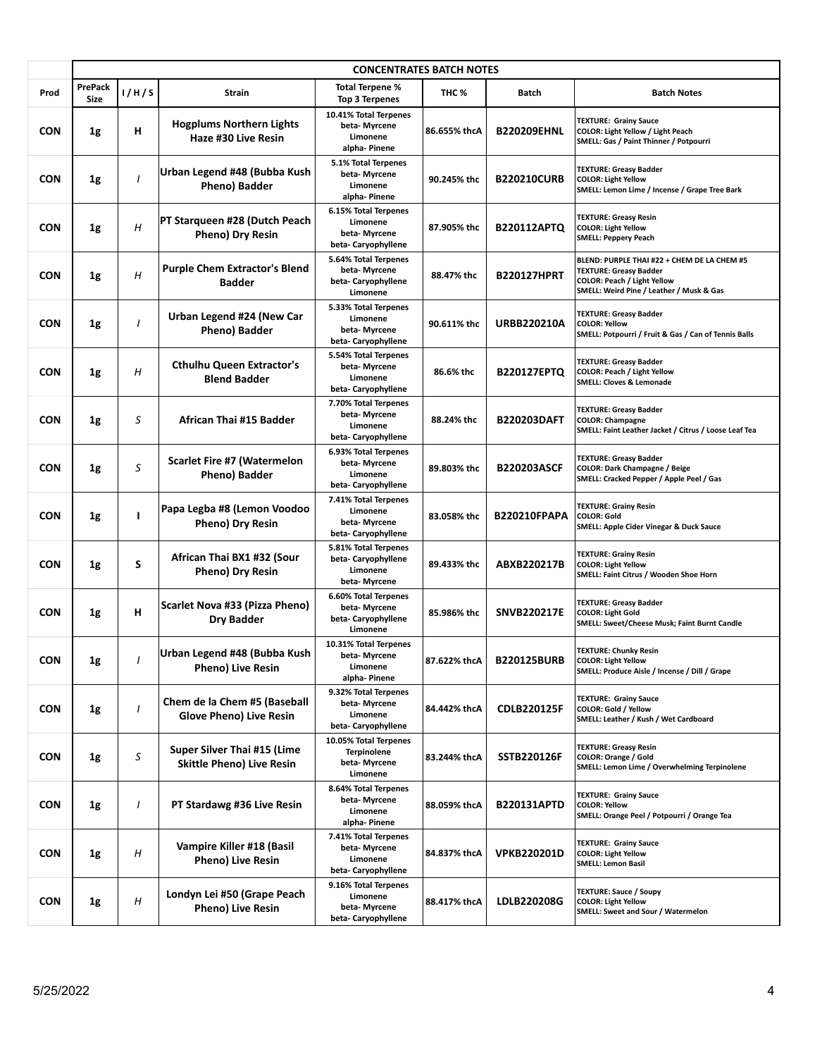| Prod | PrePack Size | I / H / S | Strain | Total Terpene % Top 3 Terpenes | THC % | Batch | Batch Notes |
|---|---|---|---|---|---|---|---|
| | **CONCENTRATES BATCH NOTES** | | | | | | |
| CON | 1g | H | Hogplums Northern Lights Haze #30 Live Resin | 10.41% Total Terpenes beta- Myrcene Limonene alpha- Pinene | 86.655% thcA | B220209EHNL | TEXTURE: Grainy Sauce COLOR: Light Yellow / Light Peach SMELL: Gas / Paint Thinner / Potpourri |
| CON | 1g | I | Urban Legend #48 (Bubba Kush Pheno) Badder | 5.1% Total Terpenes beta- Myrcene Limonene alpha- Pinene | 90.245% thc | B220210CURB | TEXTURE: Greasy Badder COLOR: Light Yellow SMELL: Lemon Lime / Incense / Grape Tree Bark |
| CON | 1g | H | PT Starqueen #28 (Dutch Peach Pheno) Dry Resin | 6.15% Total Terpenes Limonene beta- Myrcene beta- Caryophyllene | 87.905% thc | B220112APTQ | TEXTURE: Greasy Resin COLOR: Light Yellow SMELL: Peppery Peach |
| CON | 1g | H | Purple Chem Extractor's Blend Badder | 5.64% Total Terpenes beta- Myrcene beta- Caryophyllene Limonene | 88.47% thc | B220127HPRT | BLEND: PURPLE THAI #22 + CHEM DE LA CHEM #5 TEXTURE: Greasy Badder COLOR: Peach / Light Yellow SMELL: Weird Pine / Leather / Musk & Gas |
| CON | 1g | I | Urban Legend #24 (New Car Pheno) Badder | 5.33% Total Terpenes Limonene beta- Myrcene beta- Caryophyllene | 90.611% thc | URBB220210A | TEXTURE: Greasy Badder COLOR: Yellow SMELL: Potpourri / Fruit & Gas / Can of Tennis Balls |
| CON | 1g | H | Cthulhu Queen Extractor's Blend Badder | 5.54% Total Terpenes beta- Myrcene Limonene beta- Caryophyllene | 86.6% thc | B220127EPTQ | TEXTURE: Greasy Badder COLOR: Peach / Light Yellow SMELL: Cloves & Lemonade |
| CON | 1g | S | African Thai #15 Badder | 7.70% Total Terpenes beta- Myrcene Limonene beta- Caryophyllene | 88.24% thc | B220203DAFT | TEXTURE: Greasy Badder COLOR: Champagne SMELL: Faint Leather Jacket / Citrus / Loose Leaf Tea |
| CON | 1g | S | Scarlet Fire #7 (Watermelon Pheno) Badder | 6.93% Total Terpenes beta- Myrcene Limonene beta- Caryophyllene | 89.803% thc | B220203ASCF | TEXTURE: Greasy Badder COLOR: Dark Champagne / Beige SMELL: Cracked Pepper / Apple Peel / Gas |
| CON | 1g | I | Papa Legba #8 (Lemon Voodoo Pheno) Dry Resin | 7.41% Total Terpenes Limonene beta- Myrcene beta- Caryophyllene | 83.058% thc | B220210FPAPA | TEXTURE: Grainy Resin COLOR: Gold SMELL: Apple Cider Vinegar & Duck Sauce |
| CON | 1g | S | African Thai BX1 #32 (Sour Pheno) Dry Resin | 5.81% Total Terpenes beta- Caryophyllene Limonene beta- Myrcene | 89.433% thc | ABXB220217B | TEXTURE: Grainy Resin COLOR: Light Yellow SMELL: Faint Citrus / Wooden Shoe Horn |
| CON | 1g | H | Scarlet Nova #33 (Pizza Pheno) Dry Badder | 6.60% Total Terpenes beta- Myrcene beta- Caryophyllene Limonene | 85.986% thc | SNVB220217E | TEXTURE: Greasy Badder COLOR: Light Gold SMELL: Sweet/Cheese Musk; Faint Burnt Candle |
| CON | 1g | I | Urban Legend #48 (Bubba Kush Pheno) Live Resin | 10.31% Total Terpenes beta- Myrcene Limonene alpha- Pinene | 87.622% thcA | B220125BURB | TEXTURE: Chunky Resin COLOR: Light Yellow SMELL: Produce Aisle / Incense / Dill / Grape |
| CON | 1g | I | Chem de la Chem #5 (Baseball Glove Pheno) Live Resin | 9.32% Total Terpenes beta- Myrcene Limonene beta- Caryophyllene | 84.442% thcA | CDLB220125F | TEXTURE: Grainy Sauce COLOR: Gold / Yellow SMELL: Leather / Kush / Wet Cardboard |
| CON | 1g | S | Super Silver Thai #15 (Lime Skittle Pheno) Live Resin | 10.05% Total Terpenes Terpinolene beta- Myrcene Limonene | 83.244% thcA | SSTB220126F | TEXTURE: Greasy Resin COLOR: Orange / Gold SMELL: Lemon Lime / Overwhelming Terpinolene |
| CON | 1g | I | PT Stardawg #36 Live Resin | 8.64% Total Terpenes beta- Myrcene Limonene alpha- Pinene | 88.059% thcA | B220131APTD | TEXTURE: Grainy Sauce COLOR: Yellow SMELL: Orange Peel / Potpourri / Orange Tea |
| CON | 1g | H | Vampire Killer #18 (Basil Pheno) Live Resin | 7.41% Total Terpenes beta- Myrcene Limonene beta- Caryophyllene | 84.837% thcA | VPKB220201D | TEXTURE: Grainy Sauce COLOR: Light Yellow SMELL: Lemon Basil |
| CON | 1g | H | Londyn Lei #50 (Grape Peach Pheno) Live Resin | 9.16% Total Terpenes Limonene beta- Myrcene beta- Caryophyllene | 88.417% thcA | LDLB220208G | TEXTURE: Sauce / Soupy COLOR: Light Yellow SMELL: Sweet and Sour / Watermelon |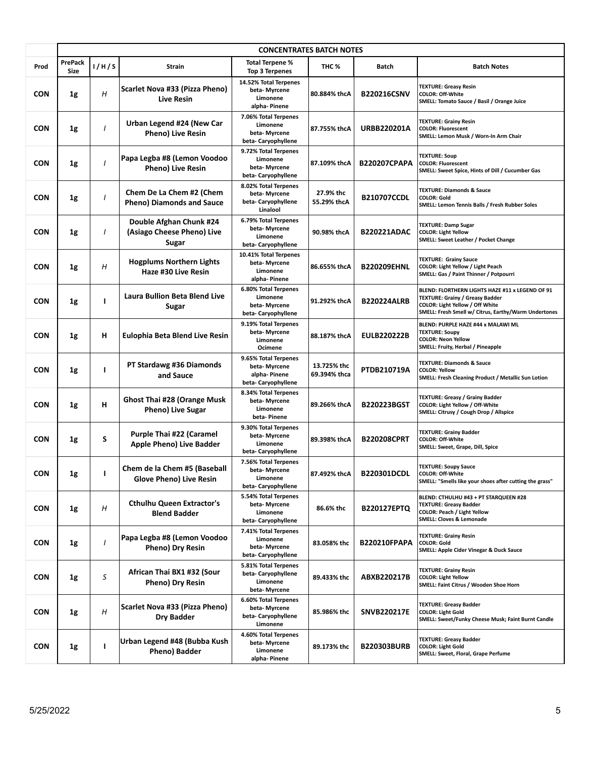| | CONCENTRATES BATCH NOTES | | | | | | |
|---|---|---|---|---|---|---|---|
| **Prod** | **PrePack Size** | **I / H / S** | **Strain** | **Total Terpene % Top 3 Terpenes** | **THC %** | **Batch** | **Batch Notes** |
| **CON** | **1g** | *H* | **Scarlet Nova #33 (Pizza Pheno) Live Resin** | 14.52% Total Terpenes<br>beta- Myrcene<br>Limonene<br>alpha- Pinene | 80.884% thcA | **B220216CSNV** | TEXTURE: Greasy Resin<br>COLOR: Off-White<br>SMELL: Tomato Sauce / Basil / Orange Juice |
| **CON** | **1g** | *I* | **Urban Legend #24 (New Car Pheno) Live Resin** | 7.06% Total Terpenes<br>Limonene<br>beta- Myrcene<br>beta- Caryophyllene | 87.755% thcA | **URBB220201A** | TEXTURE: Grainy Resin<br>COLOR: Fluorescent<br>SMELL: Lemon Musk / Worn-In Arm Chair |
| **CON** | **1g** | *I* | **Papa Legba #8 (Lemon Voodoo Pheno) Live Resin** | 9.72% Total Terpenes<br>Limonene<br>beta- Myrcene<br>beta- Caryophyllene | 87.109% thcA | **B220207CPAPA** | TEXTURE: Soup<br>COLOR: Fluorescent<br>SMELL: Sweet Spice, Hints of Dill / Cucumber Gas |
| **CON** | **1g** | *I* | **Chem De La Chem #2 (Chem Pheno) Diamonds and Sauce** | 8.02% Total Terpenes<br>beta- Myrcene<br>beta- Caryophyllene<br>Linalool | 27.9% thc<br>55.29% thcA | **B210707CCDL** | TEXTURE: Diamonds & Sauce<br>COLOR: Gold<br>SMELL: Lemon Tennis Balls / Fresh Rubber Soles |
| **CON** | **1g** | *I* | **Double Afghan Chunk #24 (Asiago Cheese Pheno) Live Sugar** | 6.79% Total Terpenes<br>beta- Myrcene<br>Limonene<br>beta- Caryophyllene | 90.98% thcA | **B220221ADAC** | TEXTURE: Damp Sugar<br>COLOR: Light Yellow<br>SMELL: Sweet Leather / Pocket Change |
| **CON** | **1g** | *H* | **Hogplums Northern Lights Haze #30 Live Resin** | 10.41% Total Terpenes<br>beta- Myrcene<br>Limonene<br>alpha- Pinene | 86.655% thcA | **B220209EHNL** | TEXTURE: Grainy Sauce<br>COLOR: Light Yellow / Light Peach<br>SMELL: Gas / Paint Thinner / Potpourri |
| **CON** | **1g** | **I** | **Laura Bullion Beta Blend Live Sugar** | 6.80% Total Terpenes<br>Limonene<br>beta- Myrcene<br>beta- Caryophyllene | 91.292% thcA | **B220224ALRB** | BLEND: FLORTHERN LIGHTS HAZE #11 x LEGEND OF 91<br>TEXTURE: Grainy / Greasy Badder<br>COLOR: Light Yellow / Off White<br>SMELL: Fresh Smell w/ Citrus, Earthy/Warm Undertones |
| **CON** | **1g** | **H** | **Eulophia Beta Blend Live Resin** | 9.19% Total Terpenes<br>beta- Myrcene<br>Limonene<br>Ocimene | 88.187% thcA | **EULB220222B** | BLEND: PURPLE HAZE #44 x MALAWI ML<br>TEXTURE: Soupy<br>COLOR: Neon Yellow<br>SMELL: Fruity, Herbal / Pineapple |
| **CON** | **1g** | **I** | **PT Stardawg #36 Diamonds and Sauce** | 9.65% Total Terpenes<br>beta- Myrcene<br>alpha- Pinene<br>beta- Caryophyllene | 13.725% thc<br>69.394% thca | **PTDB210719A** | TEXTURE: Diamonds & Sauce<br>COLOR: Yellow<br>SMELL: Fresh Cleaning Product / Metallic Sun Lotion |
| **CON** | **1g** | **H** | **Ghost Thai #28 (Orange Musk Pheno) Live Sugar** | 8.34% Total Terpenes<br>beta- Myrcene<br>Limonene<br>beta- Pinene | 89.266% thcA | **B220223BGST** | TEXTURE: Greasy / Grainy Badder<br>COLOR: Light Yellow / Off-White<br>SMELL: Citrusy / Cough Drop / Allspice |
| **CON** | **1g** | **S** | **Purple Thai #22 (Caramel Apple Pheno) Live Badder** | 9.30% Total Terpenes<br>beta- Myrcene<br>Limonene<br>beta- Caryophyllene | 89.398% thcA | **B220208CPRT** | TEXTURE: Grainy Badder<br>COLOR: Off-White<br>SMELL: Sweet, Grape, Dill, Spice |
| **CON** | **1g** | **I** | **Chem de la Chem #5 (Baseball Glove Pheno) Live Resin** | 7.56% Total Terpenes<br>beta- Myrcene<br>Limonene<br>beta- Caryophyllene | 87.492% thcA | **B220301DCDL** | TEXTURE: Soupy Sauce<br>COLOR: Off-White<br>SMELL: "Smells like your shoes after cutting the grass" |
| **CON** | **1g** | *H* | **Cthulhu Queen Extractor's Blend Badder** | 5.54% Total Terpenes<br>beta- Myrcene<br>Limonene<br>beta- Caryophyllene | 86.6% thc | **B220127EPTQ** | BLEND: CTHULHU #43 + PT STARQUEEN #28<br>TEXTURE: Greasy Badder<br>COLOR: Peach / Light Yellow<br>SMELL: Cloves & Lemonade |
| **CON** | **1g** | *I* | **Papa Legba #8 (Lemon Voodoo Pheno) Dry Resin** | 7.41% Total Terpenes<br>Limonene<br>beta- Myrcene<br>beta- Caryophyllene | 83.058% thc | **B220210FPAPA** | TEXTURE: Grainy Resin<br>COLOR: Gold<br>SMELL: Apple Cider Vinegar & Duck Sauce |
| **CON** | **1g** | *S* | **African Thai BX1 #32 (Sour Pheno) Dry Resin** | 5.81% Total Terpenes<br>beta- Caryophyllene<br>Limonene<br>beta- Myrcene | 89.433% thc | **ABXB220217B** | TEXTURE: Grainy Resin<br>COLOR: Light Yellow<br>SMELL: Faint Citrus / Wooden Shoe Horn |
| **CON** | **1g** | *H* | **Scarlet Nova #33 (Pizza Pheno) Dry Badder** | 6.60% Total Terpenes<br>beta- Myrcene<br>beta- Caryophyllene<br>Limonene | 85.986% thc | **SNVB220217E** | TEXTURE: Greasy Badder<br>COLOR: Light Gold<br>SMELL: Sweet/Funky Cheese Musk; Faint Burnt Candle |
| **CON** | **1g** | **I** | **Urban Legend #48 (Bubba Kush Pheno) Badder** | 4.60% Total Terpenes<br>beta- Myrcene<br>Limonene<br>alpha- Pinene | 89.173% thc | **B220303BURB** | TEXTURE: Greasy Badder<br>COLOR: Light Gold<br>SMELL: Sweet, Floral, Grape Perfume |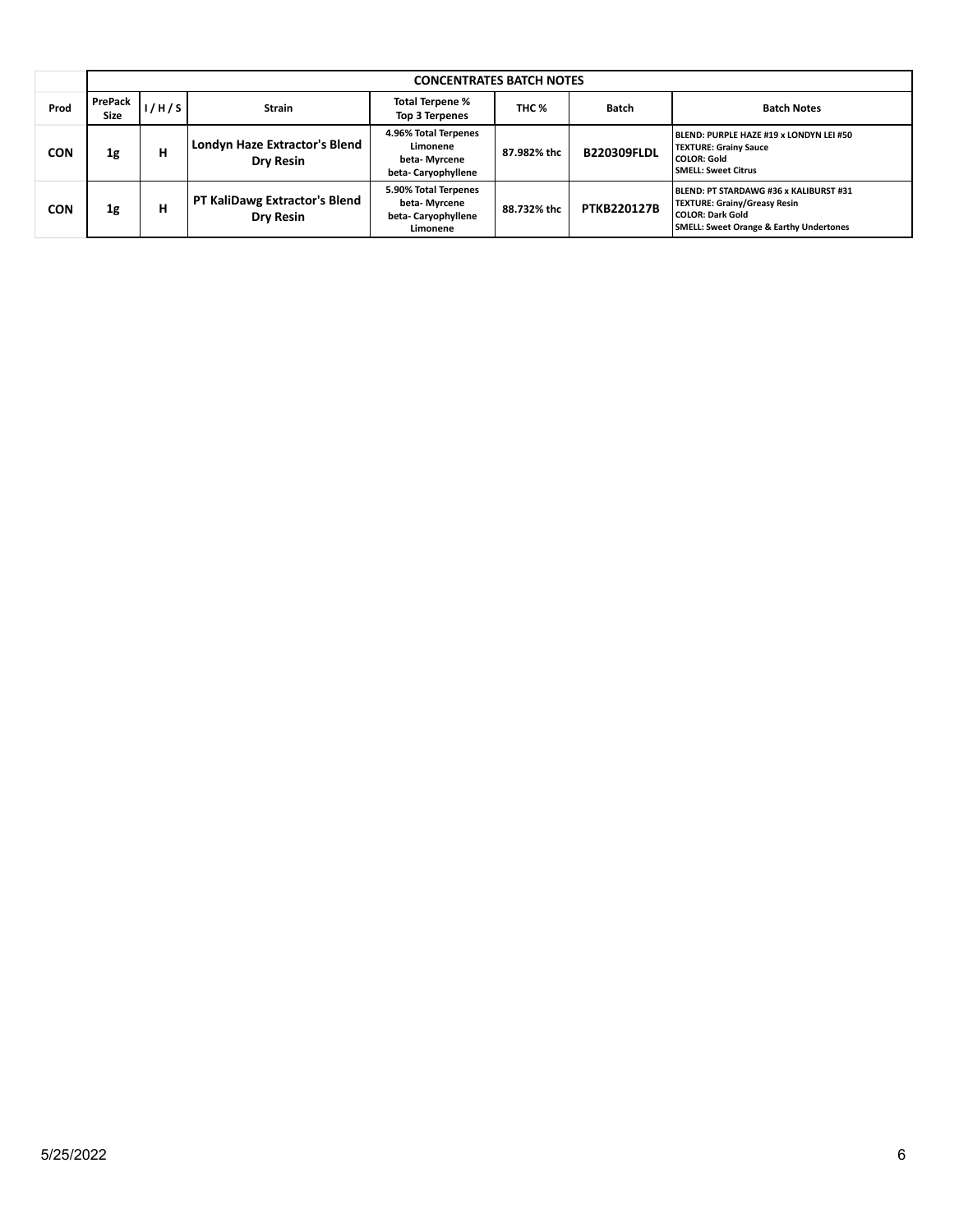| | CONCENTRATES BATCH NOTES | | | | | | |
|---|---|---|---|---|---|---|---|
| **Prod** | **PrePack Size** | **I / H / S** | **Strain** | **Total Terpene % Top 3 Terpenes** | **THC %** | **Batch** | **Batch Notes** |
| **CON** | **1g** | **H** | **Londyn Haze Extractor's Blend Dry Resin** | **4.96% Total Terpenes Limonene beta- Myrcene beta- Caryophyllene** | **87.982% thc** | **B220309FLDL** | **BLEND: PURPLE HAZE #19 x LONDYN LEI #50 TEXTURE: Grainy Sauce COLOR: Gold SMELL: Sweet Citrus** |
| **CON** | **1g** | **H** | **PT KaliDawg Extractor's Blend Dry Resin** | **5.90% Total Terpenes beta- Myrcene beta- Caryophyllene Limonene** | **88.732% thc** | **PTKB220127B** | **BLEND: PT STARDAWG #36 x KALIBURST #31 TEXTURE: Grainy/Greasy Resin COLOR: Dark Gold SMELL: Sweet Orange & Earthy Undertones** |

5/25/2022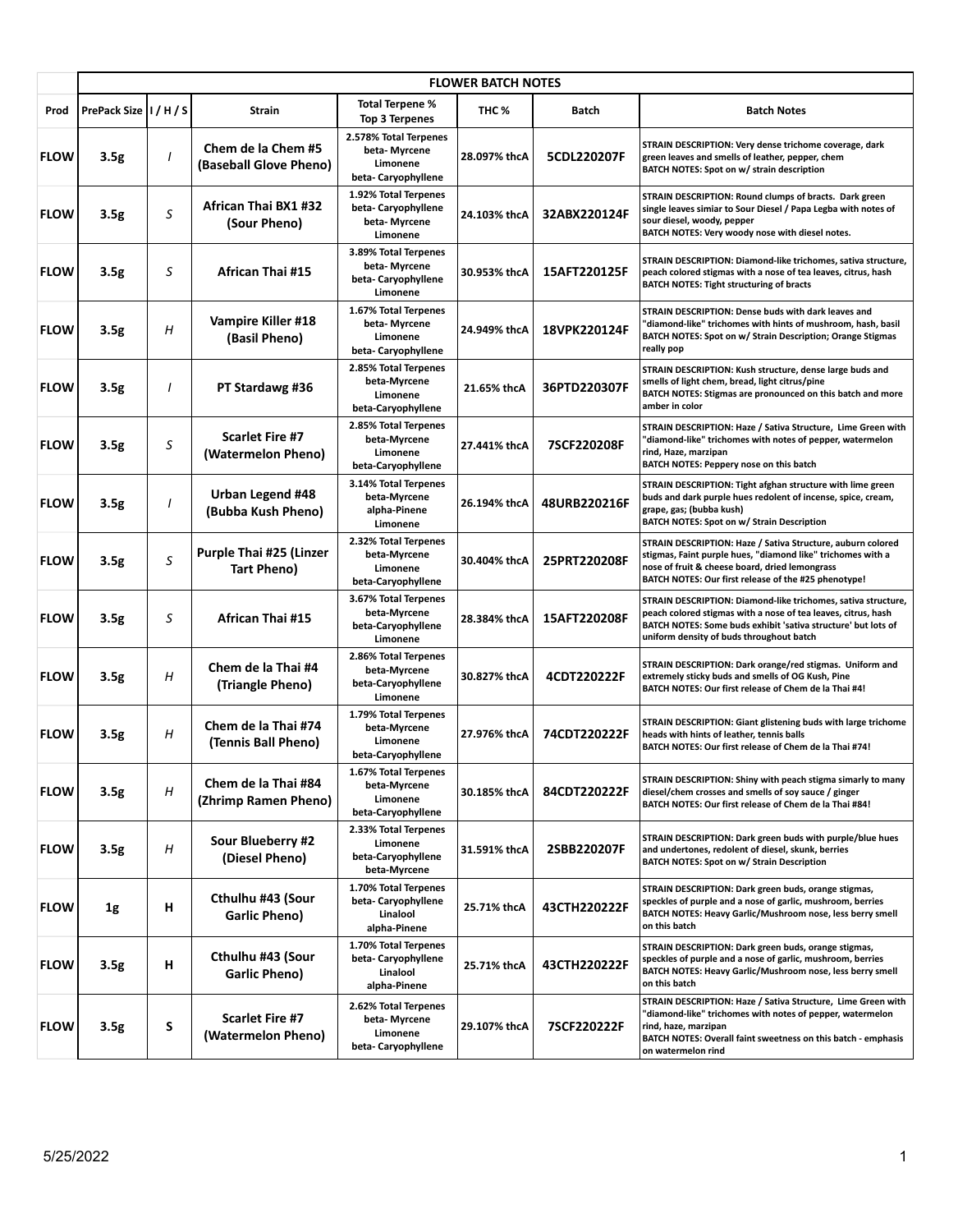| | FLOWER BATCH NOTES | | | | | | |
|---|---|---|---|---|---|---|---|
| **Prod** | **PrePack Size** | **I / H / S** | **Strain** | **Total Terpene % Top 3 Terpenes** | **THC %** | **Batch** | **Batch Notes** |
| **FLOW** | **3.5g** | *I* | **Chem de la Chem #5 (Baseball Glove Pheno)** | **2.578% Total Terpenes beta- Myrcene Limonene beta- Caryophyllene** | **28.097% thcA** | **5CDL220207F** | **STRAIN DESCRIPTION: Very dense trichome coverage, dark green leaves and smells of leather, pepper, chem BATCH NOTES: Spot on w/ strain description** |
| **FLOW** | **3.5g** | *S* | **African Thai BX1 #32 (Sour Pheno)** | **1.92% Total Terpenes beta- Caryophyllene beta- Myrcene Limonene** | **24.103% thcA** | **32ABX220124F** | **STRAIN DESCRIPTION: Round clumps of bracts. Dark green single leaves simiar to Sour Diesel / Papa Legba with notes of sour diesel, woody, pepper BATCH NOTES: Very woody nose with diesel notes.** |
| **FLOW** | **3.5g** | *S* | **African Thai #15** | **3.89% Total Terpenes beta- Myrcene beta-Caryophyllene Limonene** | **30.953% thcA** | **15AFT220125F** | **STRAIN DESCRIPTION: Diamond-like trichomes, sativa structure, peach colored stigmas with a nose of tea leaves, citrus, hash BATCH NOTES: Tight structuring of bracts** |
| **FLOW** | **3.5g** | *H* | **Vampire Killer #18 (Basil Pheno)** | **1.67% Total Terpenes beta- Myrcene Limonene beta- Caryophyllene** | **24.949% thcA** | **18VPK220124F** | **STRAIN DESCRIPTION: Dense buds with dark leaves and "diamond-like" trichomes with hints of mushroom, hash, basil BATCH NOTES: Spot on w/ Strain Description; Orange Stigmas really pop** |
| **FLOW** | **3.5g** | *I* | **PT Stardawg #36** | **2.85% Total Terpenes beta-Myrcene Limonene beta-Caryophyllene** | **21.65% thcA** | **36PTD220307F** | **STRAIN DESCRIPTION: Kush structure, dense large buds and smells of light chem, bread, light citrus/pine BATCH NOTES: Stigmas are pronounced on this batch and more amber in color** |
| **FLOW** | **3.5g** | *S* | **Scarlet Fire #7 (Watermelon Pheno)** | **2.85% Total Terpenes beta-Myrcene Limonene beta-Caryophyllene** | **27.441% thcA** | **7SCF220208F** | **STRAIN DESCRIPTION: Haze / Sativa Structure, Lime Green with "diamond-like" trichomes with notes of pepper, watermelon rind, Haze, marzipan BATCH NOTES: Peppery nose on this batch** |
| **FLOW** | **3.5g** | *I* | **Urban Legend #48 (Bubba Kush Pheno)** | **3.14% Total Terpenes beta-Myrcene alpha-Pinene Limonene** | **26.194% thcA** | **48URB220216F** | **STRAIN DESCRIPTION: Tight afghan structure with lime green buds and dark purple hues redolent of incense, spice, cream, grape, gas; (bubba kush) BATCH NOTES: Spot on w/ Strain Description** |
| **FLOW** | **3.5g** | *S* | **Purple Thai #25 (Linzer Tart Pheno)** | **2.32% Total Terpenes beta-Myrcene Limonene beta-Caryophyllene** | **30.404% thcA** | **25PRT220208F** | **STRAIN DESCRIPTION: Haze / Sativa Structure, auburn colored stigmas, Faint purple hues, "diamond like" trichomes with a nose of fruit & cheese board, dried lemongrass BATCH NOTES: Our first release of the #25 phenotype!** |
| **FLOW** | **3.5g** | *S* | **African Thai #15** | **3.67% Total Terpenes beta-Myrcene beta-Caryophyllene Limonene** | **28.384% thcA** | **15AFT220208F** | **STRAIN DESCRIPTION: Diamond-like trichomes, sativa structure, peach colored stigmas with a nose of tea leaves, citrus, hash BATCH NOTES: Some buds exhibit 'sativa structure' but lots of uniform density of buds throughout batch** |
| **FLOW** | **3.5g** | *H* | **Chem de la Thai #4 (Triangle Pheno)** | **2.86% Total Terpenes beta-Myrcene beta-Caryophyllene Limonene** | **30.827% thcA** | **4CDT220222F** | **STRAIN DESCRIPTION: Dark orange/red stigmas. Uniform and extremely sticky buds and smells of OG Kush, Pine BATCH NOTES: Our first release of Chem de la Thai #4!** |
| **FLOW** | **3.5g** | *H* | **Chem de la Thai #74 (Tennis Ball Pheno)** | **1.79% Total Terpenes beta-Myrcene Limonene beta-Caryophyllene** | **27.976% thcA** | **74CDT220222F** | **STRAIN DESCRIPTION: Giant glistening buds with large trichome heads with hints of leather, tennis balls BATCH NOTES: Our first release of Chem de la Thai #74!** |
| **FLOW** | **3.5g** | *H* | **Chem de la Thai #84 (Zhrimp Ramen Pheno)** | **1.67% Total Terpenes beta-Myrcene Limonene beta-Caryophyllene** | **30.185% thcA** | **84CDT220222F** | **STRAIN DESCRIPTION: Shiny with peach stigma simarly to many diesel/chem crosses and smells of soy sauce / ginger BATCH NOTES: Our first release of Chem de la Thai #84!** |
| **FLOW** | **3.5g** | *H* | **Sour Blueberry #2 (Diesel Pheno)** | **2.33% Total Terpenes Limonene beta-Caryophyllene beta-Myrcene** | **31.591% thcA** | **2SBB220207F** | **STRAIN DESCRIPTION: Dark green buds with purple/blue hues and undertones, redolent of diesel, skunk, berries BATCH NOTES: Spot on w/ Strain Description** |
| **FLOW** | **1g** | **H** | **Cthulhu #43 (Sour Garlic Pheno)** | **1.70% Total Terpenes beta- Caryophyllene Linalool alpha-Pinene** | **25.71% thcA** | **43CTH220222F** | **STRAIN DESCRIPTION: Dark green buds, orange stigmas, speckles of purple and a nose of garlic, mushroom, berries BATCH NOTES: Heavy Garlic/Mushroom nose, less berry smell on this batch** |
| **FLOW** | **3.5g** | **H** | **Cthulhu #43 (Sour Garlic Pheno)** | **1.70% Total Terpenes beta- Caryophyllene Linalool alpha-Pinene** | **25.71% thcA** | **43CTH220222F** | **STRAIN DESCRIPTION: Dark green buds, orange stigmas, speckles of purple and a nose of garlic, mushroom, berries BATCH NOTES: Heavy Garlic/Mushroom nose, less berry smell on this batch** |
| **FLOW** | **3.5g** | **S** | **Scarlet Fire #7 (Watermelon Pheno)** | **2.62% Total Terpenes beta- Myrcene Limonene beta- Caryophyllene** | **29.107% thcA** | **7SCF220222F** | **STRAIN DESCRIPTION: Haze / Sativa Structure, Lime Green with "diamond-like" trichomes with notes of pepper, watermelon rind, haze, marzipan BATCH NOTES: Overall faint sweetness on this batch - emphasis on watermelon rind** |

5/25/2022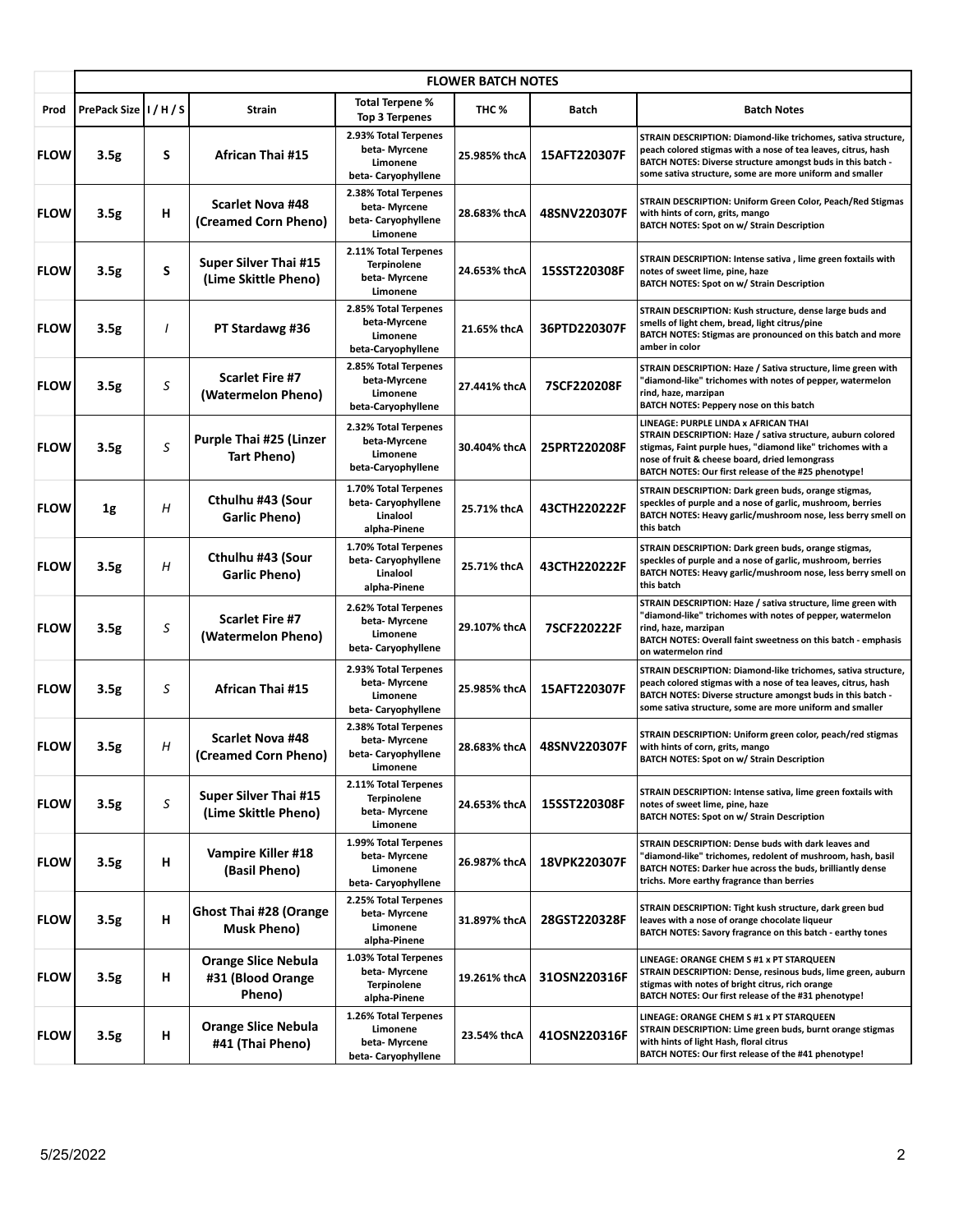| | FLOWER BATCH NOTES | | | | | | |
|---|---|---|---|---|---|---|---|
| Prod | PrePack Size | I / H / S | Strain | Total Terpene % Top 3 Terpenes | THC % | Batch | Batch Notes |
| FLOW | 3.5g | S | African Thai #15 | 2.93% Total Terpenes beta- Myrcene Limonene beta- Caryophyllene | 25.985% thcA | 15AFT220307F | STRAIN DESCRIPTION: Diamond-like trichomes, sativa structure, peach colored stigmas with a nose of tea leaves, citrus, hash BATCH NOTES: Diverse structure amongst buds in this batch - some sativa structure, some are more uniform and smaller |
| FLOW | 3.5g | H | Scarlet Nova #48 (Creamed Corn Pheno) | 2.38% Total Terpenes beta- Myrcene beta- Caryophyllene Limonene | 28.683% thcA | 48SNV220307F | STRAIN DESCRIPTION: Uniform Green Color, Peach/Red Stigmas with hints of corn, grits, mango BATCH NOTES: Spot on w/ Strain Description |
| FLOW | 3.5g | S | Super Silver Thai #15 (Lime Skittle Pheno) | 2.11% Total Terpenes Terpinolene beta- Myrcene Limonene | 24.653% thcA | 15SST220308F | STRAIN DESCRIPTION: Intense sativa , lime green foxtails with notes of sweet lime, pine, haze BATCH NOTES: Spot on w/ Strain Description |
| FLOW | 3.5g | *I* | PT Stardawg #36 | 2.85% Total Terpenes beta-Myrcene Limonene beta-Caryophyllene | 21.65% thcA | 36PTD220307F | STRAIN DESCRIPTION: Kush structure, dense large buds and smells of light chem, bread, light citrus/pine BATCH NOTES: Stigmas are pronounced on this batch and more amber in color |
| FLOW | 3.5g | *S* | Scarlet Fire #7 (Watermelon Pheno) | 2.85% Total Terpenes beta-Myrcene Limonene beta-Caryophyllene | 27.441% thcA | 7SCF220208F | STRAIN DESCRIPTION: Haze / Sativa structure, lime green with "diamond-like" trichomes with notes of pepper, watermelon rind, haze, marzipan BATCH NOTES: Peppery nose on this batch |
| FLOW | 3.5g | *S* | Purple Thai #25 (Linzer Tart Pheno) | 2.32% Total Terpenes beta-Myrcene Limonene beta-Caryophyllene | 30.404% thcA | 25PRT220208F | LINEAGE: PURPLE LINDA x AFRICAN THAI STRAIN DESCRIPTION: Haze / sativa structure, auburn colored stigmas, Faint purple hues, "diamond like" trichomes with a nose of fruit & cheese board, dried lemongrass BATCH NOTES: Our first release of the #25 phenotype! |
| FLOW | 1g | *H* | Cthulhu #43 (Sour Garlic Pheno) | 1.70% Total Terpenes beta- Caryophyllene Linalool alpha-Pinene | 25.71% thcA | 43CTH220222F | STRAIN DESCRIPTION: Dark green buds, orange stigmas, speckles of purple and a nose of garlic, mushroom, berries BATCH NOTES: Heavy garlic/mushroom nose, less berry smell on this batch |
| FLOW | 3.5g | *H* | Cthulhu #43 (Sour Garlic Pheno) | 1.70% Total Terpenes beta- Caryophyllene Linalool alpha-Pinene | 25.71% thcA | 43CTH220222F | STRAIN DESCRIPTION: Dark green buds, orange stigmas, speckles of purple and a nose of garlic, mushroom, berries BATCH NOTES: Heavy garlic/mushroom nose, less berry smell on this batch |
| FLOW | 3.5g | *S* | Scarlet Fire #7 (Watermelon Pheno) | 2.62% Total Terpenes beta- Myrcene Limonene beta- Caryophyllene | 29.107% thcA | 7SCF220222F | STRAIN DESCRIPTION: Haze / sativa structure, lime green with "diamond-like" trichomes with notes of pepper, watermelon rind, haze, marzipan BATCH NOTES: Overall faint sweetness on this batch - emphasis on watermelon rind |
| FLOW | 3.5g | *S* | African Thai #15 | 2.93% Total Terpenes beta- Myrcene Limonene beta- Caryophyllene | 25.985% thcA | 15AFT220307F | STRAIN DESCRIPTION: Diamond-like trichomes, sativa structure, peach colored stigmas with a nose of tea leaves, citrus, hash BATCH NOTES: Diverse structure amongst buds in this batch - some sativa structure, some are more uniform and smaller |
| FLOW | 3.5g | *H* | Scarlet Nova #48 (Creamed Corn Pheno) | 2.38% Total Terpenes beta- Myrcene beta- Caryophyllene Limonene | 28.683% thcA | 48SNV220307F | STRAIN DESCRIPTION: Uniform green color, peach/red stigmas with hints of corn, grits, mango BATCH NOTES: Spot on w/ Strain Description |
| FLOW | 3.5g | *S* | Super Silver Thai #15 (Lime Skittle Pheno) | 2.11% Total Terpenes Terpinolene beta- Myrcene Limonene | 24.653% thcA | 15SST220308F | STRAIN DESCRIPTION: Intense sativa, lime green foxtails with notes of sweet lime, pine, haze BATCH NOTES: Spot on w/ Strain Description |
| FLOW | 3.5g | H | Vampire Killer #18 (Basil Pheno) | 1.99% Total Terpenes beta- Myrcene Limonene beta- Caryophyllene | 26.987% thcA | 18VPK220307F | STRAIN DESCRIPTION: Dense buds with dark leaves and "diamond-like" trichomes, redolent of mushroom, hash, basil BATCH NOTES: Darker hue across the buds, brilliantly dense trichs. More earthy fragrance than berries |
| FLOW | 3.5g | H | Ghost Thai #28 (Orange Musk Pheno) | 2.25% Total Terpenes beta- Myrcene Limonene alpha-Pinene | 31.897% thcA | 28GST220328F | STRAIN DESCRIPTION: Tight kush structure, dark green bud leaves with a nose of orange chocolate liqueur BATCH NOTES: Savory fragrance on this batch - earthy tones |
| FLOW | 3.5g | H | Orange Slice Nebula #31 (Blood Orange Pheno) | 1.03% Total Terpenes beta- Myrcene Terpinolene alpha-Pinene | 19.261% thcA | 31OSN220316F | LINEAGE: ORANGE CHEM S #1 x PT STARQUEEN STRAIN DESCRIPTION: Dense, resinous buds, lime green, auburn stigmas with notes of bright citrus, rich orange BATCH NOTES: Our first release of the #31 phenotype! |
| FLOW | 3.5g | H | Orange Slice Nebula #41 (Thai Pheno) | 1.26% Total Terpenes Limonene beta- Myrcene beta- Caryophyllene | 23.54% thcA | 41OSN220316F | LINEAGE: ORANGE CHEM S #1 x PT STARQUEEN STRAIN DESCRIPTION: Lime green buds, burnt orange stigmas with hints of light Hash, floral citrus BATCH NOTES: Our first release of the #41 phenotype! |

5/25/2022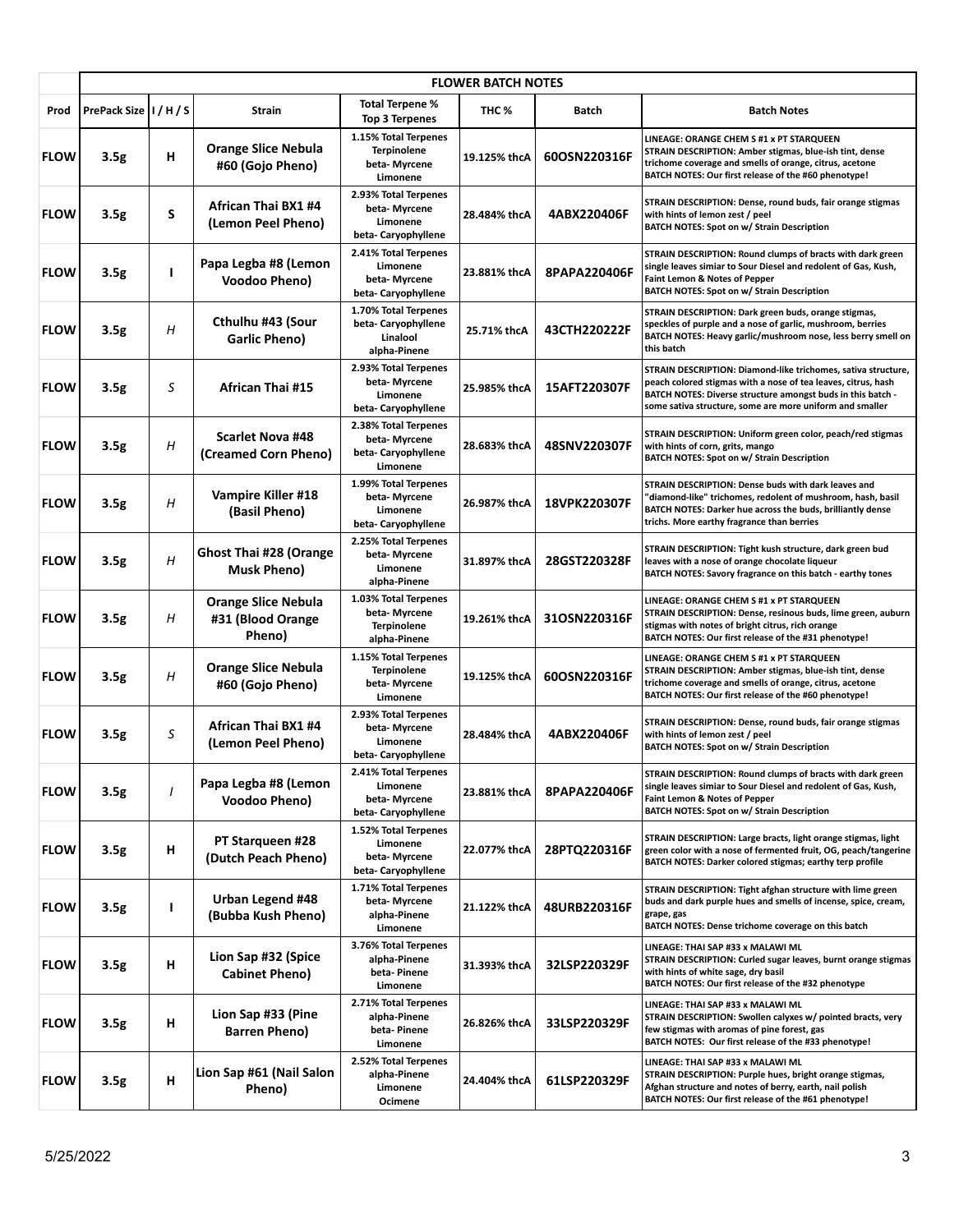| | FLOWER BATCH NOTES | | | | | | |
|---|---|---|---|---|---|---|---|
| **Prod** | **PrePack Size** | **I / H / S** | **Strain** | **Total Terpene % Top 3 Terpenes** | **THC %** | **Batch** | **Batch Notes** |
| **FLOW** | **3.5g** | **H** | **Orange Slice Nebula #60 (Gojo Pheno)** | 1.15% Total Terpenes Terpinolene beta- Myrcene Limonene | 19.125% thcA | 60OSN220316F | LINEAGE: ORANGE CHEM S #1 x PT STARQUEEN STRAIN DESCRIPTION: Amber stigmas, blue-ish tint, dense trichome coverage and smells of orange, citrus, acetone BATCH NOTES: Our first release of the #60 phenotype! |
| **FLOW** | **3.5g** | **S** | **African Thai BX1 #4 (Lemon Peel Pheno)** | 2.93% Total Terpenes beta- Myrcene Limonene beta- Caryophyllene | 28.484% thcA | 4ABX220406F | STRAIN DESCRIPTION: Dense, round buds, fair orange stigmas with hints of lemon zest / peel BATCH NOTES: Spot on w/ Strain Description |
| **FLOW** | **3.5g** | **I** | **Papa Legba #8 (Lemon Voodoo Pheno)** | 2.41% Total Terpenes Limonene beta- Myrcene beta- Caryophyllene | 23.881% thcA | 8PAPA220406F | STRAIN DESCRIPTION: Round clumps of bracts with dark green single leaves simiar to Sour Diesel and redolent of Gas, Kush, Faint Lemon & Notes of Pepper BATCH NOTES: Spot on w/ Strain Description |
| **FLOW** | **3.5g** | *H* | **Cthulhu #43 (Sour Garlic Pheno)** | 1.70% Total Terpenes beta- Caryophyllene Linalool alpha-Pinene | 25.71% thcA | 43CTH220222F | STRAIN DESCRIPTION: Dark green buds, orange stigmas, speckles of purple and a nose of garlic, mushroom, berries BATCH NOTES: Heavy garlic/mushroom nose, less berry smell on this batch |
| **FLOW** | **3.5g** | *S* | **African Thai #15** | 2.93% Total Terpenes beta- Myrcene Limonene beta- Caryophyllene | 25.985% thcA | 15AFT220307F | STRAIN DESCRIPTION: Diamond-like trichomes, sativa structure, peach colored stigmas with a nose of tea leaves, citrus, hash BATCH NOTES: Diverse structure amongst buds in this batch - some sativa structure, some are more uniform and smaller |
| **FLOW** | **3.5g** | *H* | **Scarlet Nova #48 (Creamed Corn Pheno)** | 2.38% Total Terpenes beta- Myrcene beta- Caryophyllene Limonene | 28.683% thcA | 48SNV220307F | STRAIN DESCRIPTION: Uniform green color, peach/red stigmas with hints of corn, grits, mango BATCH NOTES: Spot on w/ Strain Description |
| **FLOW** | **3.5g** | *H* | **Vampire Killer #18 (Basil Pheno)** | 1.99% Total Terpenes beta- Myrcene Limonene beta- Caryophyllene | 26.987% thcA | 18VPK220307F | STRAIN DESCRIPTION: Dense buds with dark leaves and "diamond-like" trichomes, redolent of mushroom, hash, basil BATCH NOTES: Darker hue across the buds, brilliantly dense trichs. More earthy fragrance than berries |
| **FLOW** | **3.5g** | *H* | **Ghost Thai #28 (Orange Musk Pheno)** | 2.25% Total Terpenes beta- Myrcene Limonene alpha-Pinene | 31.897% thcA | 28GST220328F | STRAIN DESCRIPTION: Tight kush structure, dark green bud leaves with a nose of orange chocolate liqueur BATCH NOTES: Savory fragrance on this batch - earthy tones |
| **FLOW** | **3.5g** | *H* | **Orange Slice Nebula #31 (Blood Orange Pheno)** | 1.03% Total Terpenes beta- Myrcene Terpinolene alpha-Pinene | 19.261% thcA | 31OSN220316F | LINEAGE: ORANGE CHEM S #1 x PT STARQUEEN STRAIN DESCRIPTION: Dense, resinous buds, lime green, auburn stigmas with notes of bright citrus, rich orange BATCH NOTES: Our first release of the #31 phenotype! |
| **FLOW** | **3.5g** | *H* | **Orange Slice Nebula #60 (Gojo Pheno)** | 1.15% Total Terpenes Terpinolene beta- Myrcene Limonene | 19.125% thcA | 60OSN220316F | LINEAGE: ORANGE CHEM S #1 x PT STARQUEEN STRAIN DESCRIPTION: Amber stigmas, blue-ish tint, dense trichome coverage and smells of orange, citrus, acetone BATCH NOTES: Our first release of the #60 phenotype! |
| **FLOW** | **3.5g** | *S* | **African Thai BX1 #4 (Lemon Peel Pheno)** | 2.93% Total Terpenes beta- Myrcene Limonene beta- Caryophyllene | 28.484% thcA | 4ABX220406F | STRAIN DESCRIPTION: Dense, round buds, fair orange stigmas with hints of lemon zest / peel BATCH NOTES: Spot on w/ Strain Description |
| **FLOW** | **3.5g** | *I* | **Papa Legba #8 (Lemon Voodoo Pheno)** | 2.41% Total Terpenes Limonene beta- Myrcene beta- Caryophyllene | 23.881% thcA | 8PAPA220406F | STRAIN DESCRIPTION: Round clumps of bracts with dark green single leaves simiar to Sour Diesel and redolent of Gas, Kush, Faint Lemon & Notes of Pepper BATCH NOTES: Spot on w/ Strain Description |
| **FLOW** | **3.5g** | **H** | **PT Starqueen #28 (Dutch Peach Pheno)** | 1.52% Total Terpenes Limonene beta- Myrcene beta- Caryophyllene | 22.077% thcA | 28PTQ220316F | STRAIN DESCRIPTION: Large bracts, light orange stigmas, light green color with a nose of fermented fruit, OG, peach/tangerine BATCH NOTES: Darker colored stigmas; earthy terp profile |
| **FLOW** | **3.5g** | **I** | **Urban Legend #48 (Bubba Kush Pheno)** | 1.71% Total Terpenes beta- Myrcene alpha-Pinene Limonene | 21.122% thcA | 48URB220316F | STRAIN DESCRIPTION: Tight afghan structure with lime green buds and dark purple hues and smells of incense, spice, cream, grape, gas BATCH NOTES: Dense trichome coverage on this batch |
| **FLOW** | **3.5g** | **H** | **Lion Sap #32 (Spice Cabinet Pheno)** | 3.76% Total Terpenes alpha-Pinene beta- Pinene Limonene | 31.393% thcA | 32LSP220329F | LINEAGE: THAI SAP #33 x MALAWI ML STRAIN DESCRIPTION: Curled sugar leaves, burnt orange stigmas with hints of white sage, dry basil BATCH NOTES: Our first release of the #32 phenotype |
| **FLOW** | **3.5g** | **H** | **Lion Sap #33 (Pine Barren Pheno)** | 2.71% Total Terpenes alpha-Pinene beta- Pinene Limonene | 26.826% thcA | 33LSP220329F | LINEAGE: THAI SAP #33 x MALAWI ML STRAIN DESCRIPTION: Swollen calyxes w/ pointed bracts, very few stigmas with aromas of pine forest, gas BATCH NOTES: Our first release of the #33 phenotype! |
| **FLOW** | **3.5g** | **H** | **Lion Sap #61 (Nail Salon Pheno)** | 2.52% Total Terpenes alpha-Pinene Limonene Ocimene | 24.404% thcA | 61LSP220329F | LINEAGE: THAI SAP #33 x MALAWI ML STRAIN DESCRIPTION: Purple hues, bright orange stigmas, Afghan structure and notes of berry, earth, nail polish BATCH NOTES: Our first release of the #61 phenotype! |

5/25/2022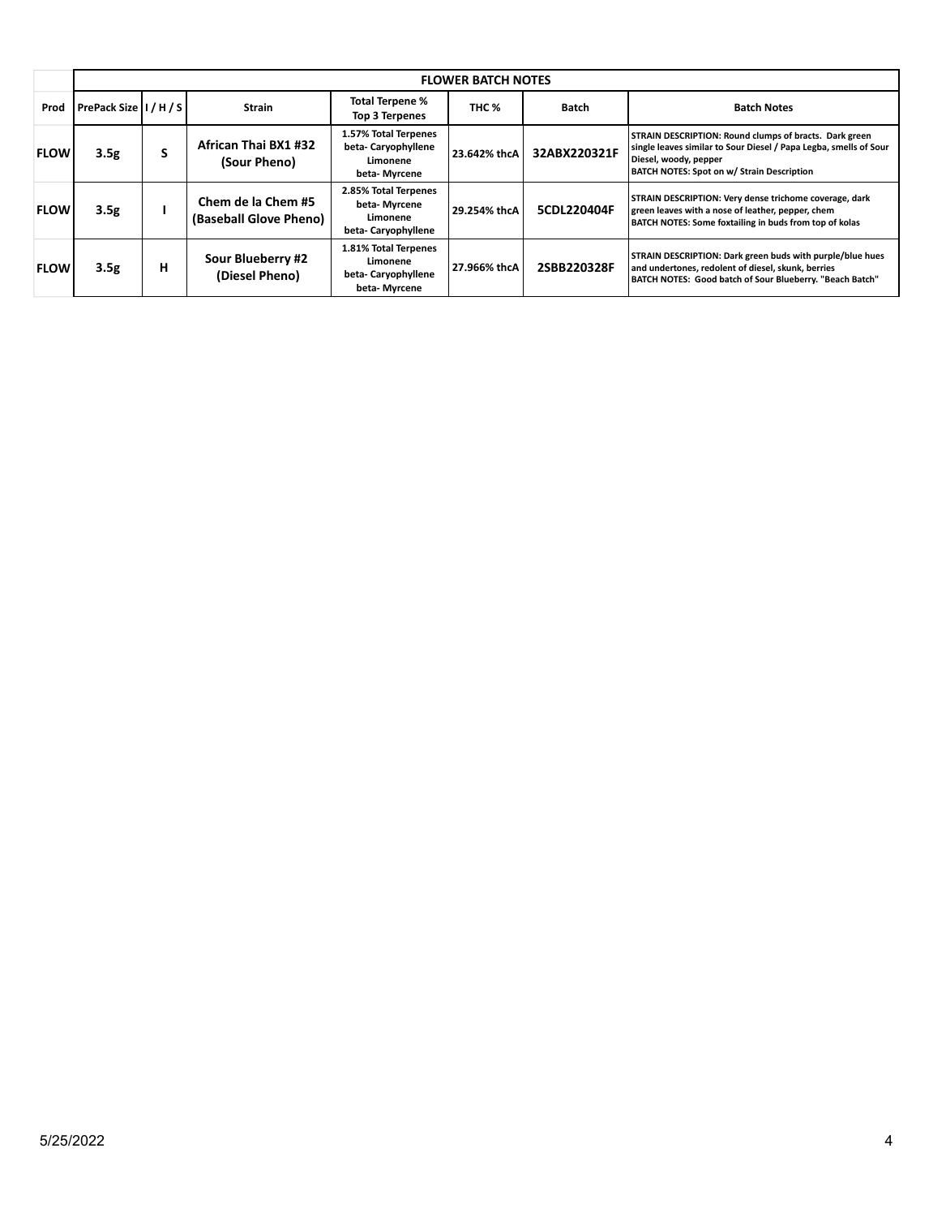| | FLOWER BATCH NOTES | | | | | | |
|---|---|---|---|---|---|---|---|
| Prod | PrePack Size | I / H / S | Strain | Total Terpene %<br>Top 3 Terpenes | THC % | Batch | Batch Notes |
| FLOW | 3.5g | S | African Thai BX1 #32 (Sour Pheno) | 1.57% Total Terpenes<br>beta- Caryophyllene<br>Limonene<br>beta- Myrcene | 23.642% thcA | 32ABX220321F | STRAIN DESCRIPTION: Round clumps of bracts. Dark green single leaves similar to Sour Diesel / Papa Legba, smells of Sour Diesel, woody, pepper<br>BATCH NOTES: Spot on w/ Strain Description |
| FLOW | 3.5g | I | Chem de la Chem #5 (Baseball Glove Pheno) | 2.85% Total Terpenes<br>beta- Myrcene<br>Limonene<br>beta- Caryophyllene | 29.254% thcA | 5CDL220404F | STRAIN DESCRIPTION: Very dense trichome coverage, dark green leaves with a nose of leather, pepper, chem<br>BATCH NOTES: Some foxtailing in buds from top of kolas |
| FLOW | 3.5g | H | Sour Blueberry #2 (Diesel Pheno) | 1.81% Total Terpenes<br>Limonene<br>beta- Caryophyllene<br>beta- Myrcene | 27.966% thcA | 2SBB220328F | STRAIN DESCRIPTION: Dark green buds with purple/blue hues and undertones, redolent of diesel, skunk, berries<br>BATCH NOTES: Good batch of Sour Blueberry. "Beach Batch" |

5/25/2022